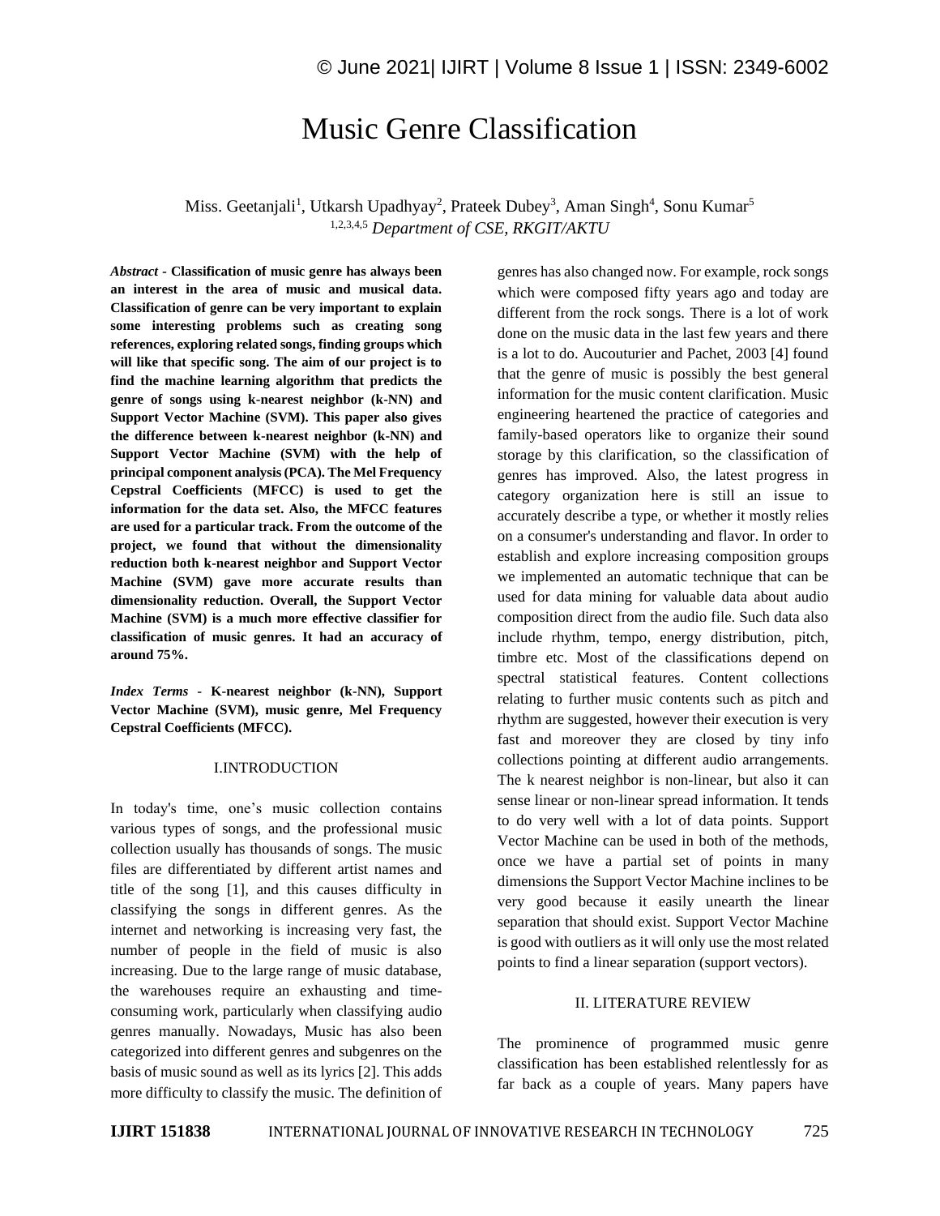# Music Genre Classification

Miss. Geetanjali[1], Utkarsh Upadhyay[2], Prateek Dubey[3], Aman Singh[4], Sonu Kumar[5]

[1,2,3,4,5] *Department of CSE, RKGIT/AKTU*

***Abstract -*** **Classification of music genre has always been an interest in the area of music and musical data. Classification of genre can be very important to explain some interesting problems such as creating song references, exploring related songs, finding groups which will like that specific song. The aim of our project is to find the machine learning algorithm that predicts the genre of songs using k-nearest neighbor (k-NN) and Support Vector Machine (SVM). This paper also gives the difference between k-nearest neighbor (k-NN) and Support Vector Machine (SVM) with the help of principal component analysis (PCA). The Mel Frequency Cepstral Coefficients (MFCC) is used to get the information for the data set. Also, the MFCC features are used for a particular track. From the outcome of the project, we found that without the dimensionality reduction both k-nearest neighbor and Support Vector Machine (SVM) gave more accurate results than dimensionality reduction. Overall, the Support Vector Machine (SVM) is a much more effective classifier for classification of music genres. It had an accuracy of around 75%.**

***Index Terms -*** **K-nearest neighbor (k-NN), Support Vector Machine (SVM), music genre, Mel Frequency Cepstral Coefficients (MFCC).**

## I.INTRODUCTION

In today's time, one's music collection contains various types of songs, and the professional music collection usually has thousands of songs. The music files are differentiated by different artist names and title of the song [1], and this causes difficulty in classifying the songs in different genres. As the internet and networking is increasing very fast, the number of people in the field of music is also increasing. Due to the large range of music database, the warehouses require an exhausting and time-consuming work, particularly when classifying audio genres manually. Nowadays, Music has also been categorized into different genres and subgenres on the basis of music sound as well as its lyrics [2]. This adds more difficulty to classify the music. The definition of genres has also changed now. For example, rock songs which were composed fifty years ago and today are different from the rock songs. There is a lot of work done on the music data in the last few years and there is a lot to do. Aucouturier and Pachet, 2003 [4] found that the genre of music is possibly the best general information for the music content clarification. Music engineering heartened the practice of categories and family-based operators like to organize their sound storage by this clarification, so the classification of genres has improved. Also, the latest progress in category organization here is still an issue to accurately describe a type, or whether it mostly relies on a consumer's understanding and flavor. In order to establish and explore increasing composition groups we implemented an automatic technique that can be used for data mining for valuable data about audio composition direct from the audio file. Such data also include rhythm, tempo, energy distribution, pitch, timbre etc. Most of the classifications depend on spectral statistical features. Content collections relating to further music contents such as pitch and rhythm are suggested, however their execution is very fast and moreover they are closed by tiny info collections pointing at different audio arrangements. The k nearest neighbor is non-linear, but also it can sense linear or non-linear spread information. It tends to do very well with a lot of data points. Support Vector Machine can be used in both of the methods, once we have a partial set of points in many dimensions the Support Vector Machine inclines to be very good because it easily unearth the linear separation that should exist. Support Vector Machine is good with outliers as it will only use the most related points to find a linear separation (support vectors).

## II. LITERATURE REVIEW

The prominence of programmed music genre classification has been established relentlessly for as far back as a couple of years. Many papers have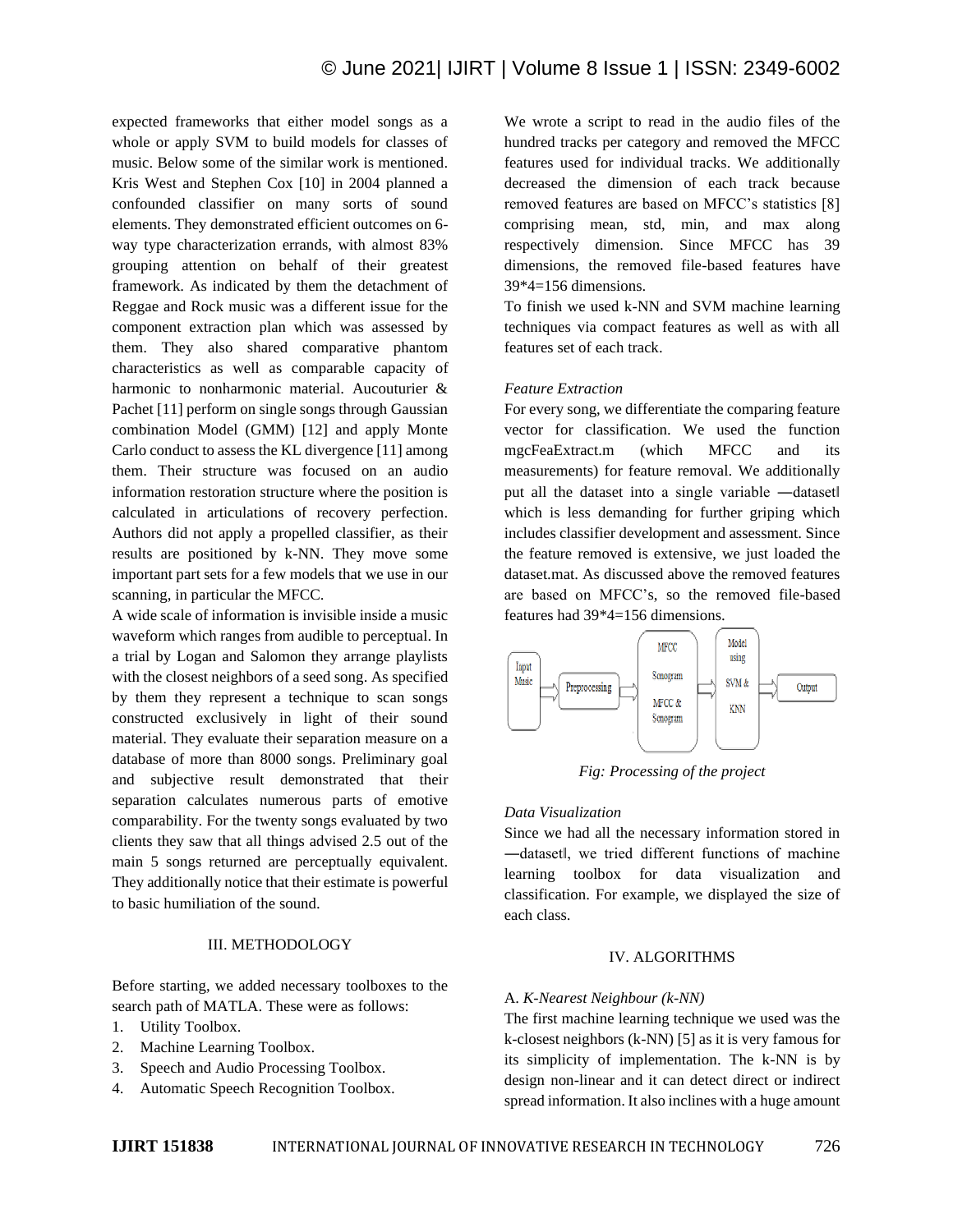expected frameworks that either model songs as a whole or apply SVM to build models for classes of music. Below some of the similar work is mentioned. Kris West and Stephen Cox [10] in 2004 planned a confounded classifier on many sorts of sound elements. They demonstrated efficient outcomes on 6-way type characterization errands, with almost 83% grouping attention on behalf of their greatest framework. As indicated by them the detachment of Reggae and Rock music was a different issue for the component extraction plan which was assessed by them. They also shared comparative phantom characteristics as well as comparable capacity of harmonic to nonharmonic material. Aucouturier & Pachet [11] perform on single songs through Gaussian combination Model (GMM) [12] and apply Monte Carlo conduct to assess the KL divergence [11] among them. Their structure was focused on an audio information restoration structure where the position is calculated in articulations of recovery perfection. Authors did not apply a propelled classifier, as their results are positioned by k-NN. They move some important part sets for a few models that we use in our scanning, in particular the MFCC.

A wide scale of information is invisible inside a music waveform which ranges from audible to perceptual. In a trial by Logan and Salomon they arrange playlists with the closest neighbors of a seed song. As specified by them they represent a technique to scan songs constructed exclusively in light of their sound material. They evaluate their separation measure on a database of more than 8000 songs. Preliminary goal and subjective result demonstrated that their separation calculates numerous parts of emotive comparability. For the twenty songs evaluated by two clients they saw that all things advised 2.5 out of the main 5 songs returned are perceptually equivalent. They additionally notice that their estimate is powerful to basic humiliation of the sound.

## III. METHODOLOGY

Before starting, we added necessary toolboxes to the search path of MATLA. These were as follows:

1. Utility Toolbox.
2. Machine Learning Toolbox.
3. Speech and Audio Processing Toolbox.
4. Automatic Speech Recognition Toolbox.

We wrote a script to read in the audio files of the hundred tracks per category and removed the MFCC features used for individual tracks. We additionally decreased the dimension of each track because removed features are based on MFCC's statistics [8] comprising mean, std, min, and max along respectively dimension. Since MFCC has 39 dimensions, the removed file-based features have 39*4=156 dimensions.

To finish we used k-NN and SVM machine learning techniques via compact features as well as with all features set of each track.

### *Feature Extraction*

For every song, we differentiate the comparing feature vector for classification. We used the function mgcFeaExtract.m (which MFCC and its measurements) for feature removal. We additionally put all the dataset into a single variable ―dataset‖ which is less demanding for further griping which includes classifier development and assessment. Since the feature removed is extensive, we just loaded the dataset.mat. As discussed above the removed features are based on MFCC's, so the removed file-based features had 39*4=156 dimensions.

*Fig: Processing of the project*

### *Data Visualization*

Since we had all the necessary information stored in ―dataset‖, we tried different functions of machine learning toolbox for data visualization and classification. For example, we displayed the size of each class.

## IV. ALGORITHMS

### A. *K-Nearest Neighbour (k-NN)*

The first machine learning technique we used was the k-closest neighbors (k-NN) [5] as it is very famous for its simplicity of implementation. The k-NN is by design non-linear and it can detect direct or indirect spread information. It also inclines with a huge amount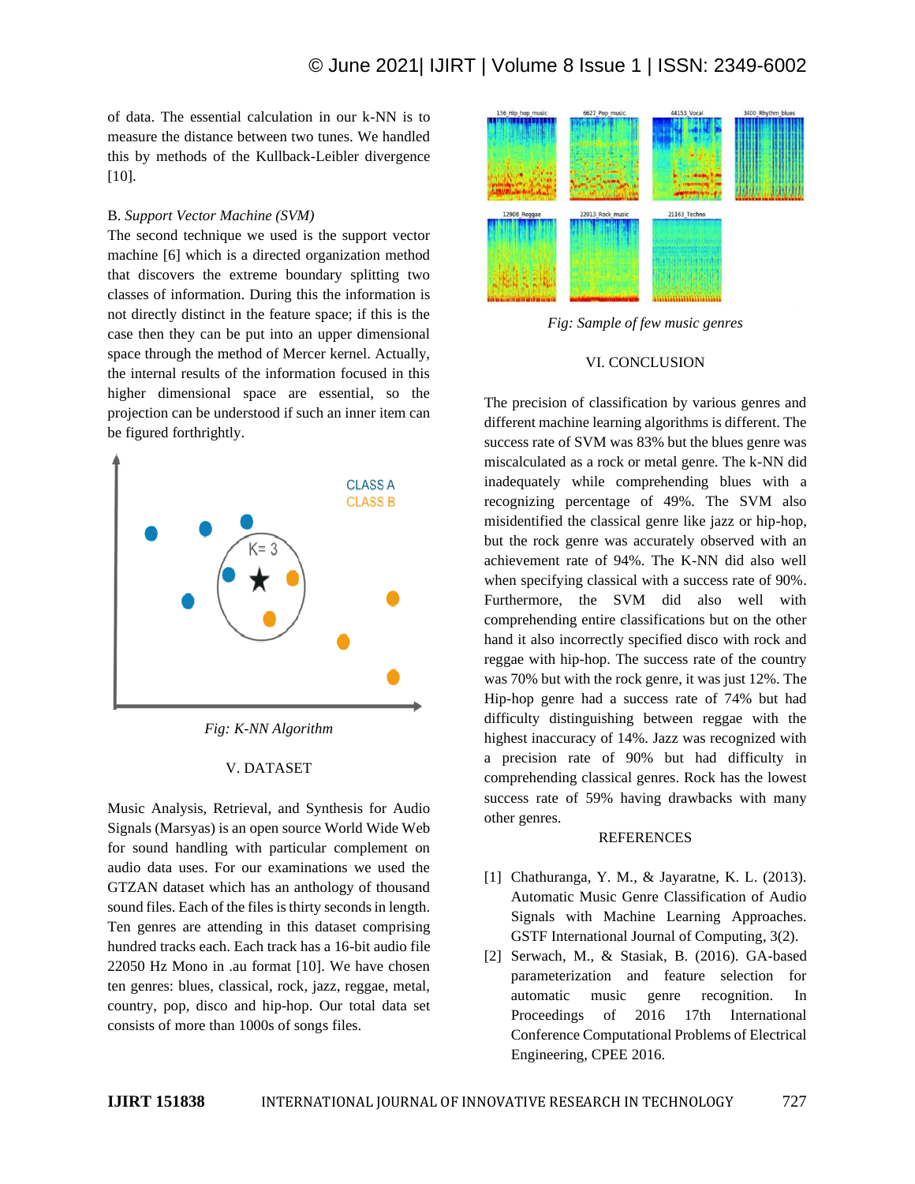of data. The essential calculation in our k-NN is to measure the distance between two tunes. We handled this by methods of the Kullback-Leibler divergence [10].

B. *Support Vector Machine (SVM)*

The second technique we used is the support vector machine [6] which is a directed organization method that discovers the extreme boundary splitting two classes of information. During this the information is not directly distinct in the feature space; if this is the case then they can be put into an upper dimensional space through the method of Mercer kernel. Actually, the internal results of the information focused in this higher dimensional space are essential, so the projection can be understood if such an inner item can be figured forthrightly.

*Fig: K-NN Algorithm*

## V. DATASET

Music Analysis, Retrieval, and Synthesis for Audio Signals (Marsyas) is an open source World Wide Web for sound handling with particular complement on audio data uses. For our examinations we used the GTZAN dataset which has an anthology of thousand sound files. Each of the files is thirty seconds in length. Ten genres are attending in this dataset comprising hundred tracks each. Each track has a 16-bit audio file 22050 Hz Mono in .au format [10]. We have chosen ten genres: blues, classical, rock, jazz, reggae, metal, country, pop, disco and hip-hop. Our total data set consists of more than 1000s of songs files.

*Fig: Sample of few music genres*

## VI. CONCLUSION

The precision of classification by various genres and different machine learning algorithms is different. The success rate of SVM was 83% but the blues genre was miscalculated as a rock or metal genre. The k-NN did inadequately while comprehending blues with a recognizing percentage of 49%. The SVM also misidentified the classical genre like jazz or hip-hop, but the rock genre was accurately observed with an achievement rate of 94%. The K-NN did also well when specifying classical with a success rate of 90%. Furthermore, the SVM did also well with comprehending entire classifications but on the other hand it also incorrectly specified disco with rock and reggae with hip-hop. The success rate of the country was 70% but with the rock genre, it was just 12%. The Hip-hop genre had a success rate of 74% but had difficulty distinguishing between reggae with the highest inaccuracy of 14%. Jazz was recognized with a precision rate of 90% but had difficulty in comprehending classical genres. Rock has the lowest success rate of 59% having drawbacks with many other genres.

## REFERENCES

[1] Chathuranga, Y. M., & Jayaratne, K. L. (2013). Automatic Music Genre Classification of Audio Signals with Machine Learning Approaches. GSTF International Journal of Computing, 3(2).

[2] Serwach, M., & Stasiak, B. (2016). GA-based parameterization and feature selection for automatic music genre recognition. In Proceedings of 2016 17th International Conference Computational Problems of Electrical Engineering, CPEE 2016.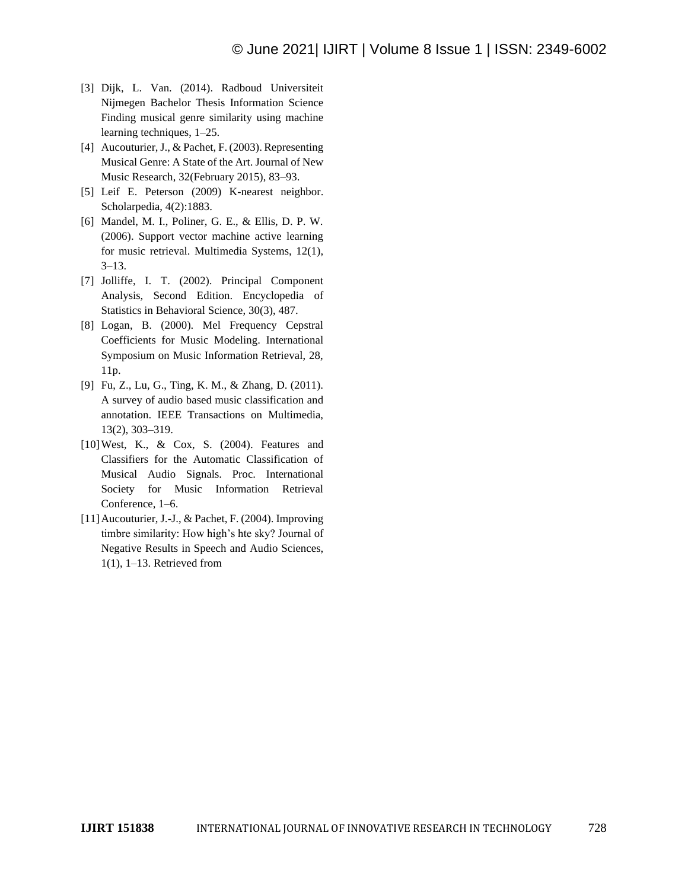[3] Dijk, L. Van. (2014). Radboud Universiteit Nijmegen Bachelor Thesis Information Science Finding musical genre similarity using machine learning techniques, 1–25.

[4] Aucouturier, J., & Pachet, F. (2003). Representing Musical Genre: A State of the Art. Journal of New Music Research, 32(February 2015), 83–93.

[5] Leif E. Peterson (2009) K-nearest neighbor. Scholarpedia, 4(2):1883.

[6] Mandel, M. I., Poliner, G. E., & Ellis, D. P. W. (2006). Support vector machine active learning for music retrieval. Multimedia Systems, 12(1), 3–13.

[7] Jolliffe, I. T. (2002). Principal Component Analysis, Second Edition. Encyclopedia of Statistics in Behavioral Science, 30(3), 487.

[8] Logan, B. (2000). Mel Frequency Cepstral Coefficients for Music Modeling. International Symposium on Music Information Retrieval, 28, 11p.

[9] Fu, Z., Lu, G., Ting, K. M., & Zhang, D. (2011). A survey of audio based music classification and annotation. IEEE Transactions on Multimedia, 13(2), 303–319.

[10] West, K., & Cox, S. (2004). Features and Classifiers for the Automatic Classification of Musical Audio Signals. Proc. International Society for Music Information Retrieval Conference, 1–6.

[11] Aucouturier, J.-J., & Pachet, F. (2004). Improving timbre similarity: How high's hte sky? Journal of Negative Results in Speech and Audio Sciences, 1(1), 1–13. Retrieved from